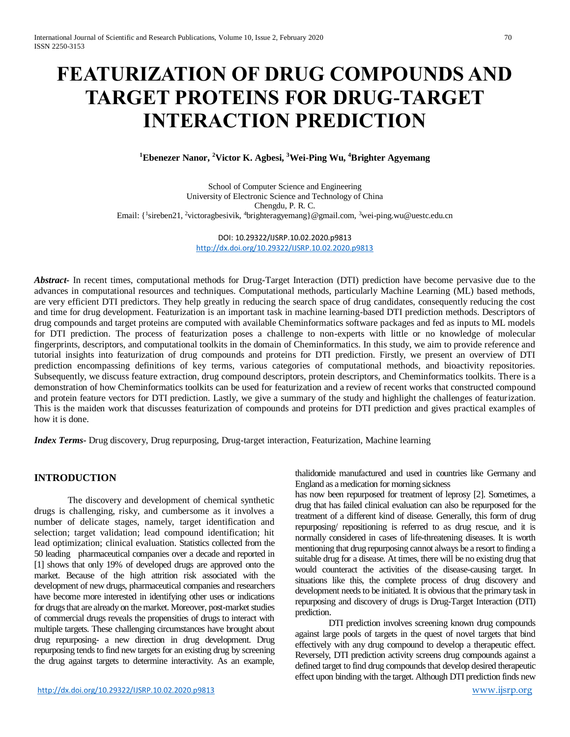# FEATURIZATION OF DRUG COMPOUNDS AND TARGET PROTEINS FOR DRUG-TARGET INTERACTION PREDICTION

**[1]Ebenezer Nanor, [2]Victor K. Agbesi, [3]Wei-Ping Wu, [4]Brighter Agyemang**

School of Computer Science and Engineering
University of Electronic Science and Technology of China
Chengdu, P. R. C.
Email: {[1]sireben21, [2]victoragbesivik, [4]brighteragyemang}@gmail.com, [3]wei-ping.wu@uestc.edu.cn

DOI: 10.29322/IJSRP.10.02.2020.p9813
http://dx.doi.org/10.29322/IJSRP.10.02.2020.p9813

***Abstract-*** In recent times, computational methods for Drug-Target Interaction (DTI) prediction have become pervasive due to the advances in computational resources and techniques. Computational methods, particularly Machine Learning (ML) based methods, are very efficient DTI predictors. They help greatly in reducing the search space of drug candidates, consequently reducing the cost and time for drug development. Featurization is an important task in machine learning-based DTI prediction methods. Descriptors of drug compounds and target proteins are computed with available Cheminformatics software packages and fed as inputs to ML models for DTI prediction. The process of featurization poses a challenge to non-experts with little or no knowledge of molecular fingerprints, descriptors, and computational toolkits in the domain of Cheminformatics. In this study, we aim to provide reference and tutorial insights into featurization of drug compounds and proteins for DTI prediction. Firstly, we present an overview of DTI prediction encompassing definitions of key terms, various categories of computational methods, and bioactivity repositories. Subsequently, we discuss feature extraction, drug compound descriptors, protein descriptors, and Cheminformatics toolkits. There is a demonstration of how Cheminformatics toolkits can be used for featurization and a review of recent works that constructed compound and protein feature vectors for DTI prediction. Lastly, we give a summary of the study and highlight the challenges of featurization. This is the maiden work that discusses featurization of compounds and proteins for DTI prediction and gives practical examples of how it is done.

***Index Terms-*** Drug discovery, Drug repurposing, Drug-target interaction, Featurization, Machine learning

## INTRODUCTION

The discovery and development of chemical synthetic drugs is challenging, risky, and cumbersome as it involves a number of delicate stages, namely, target identification and selection; target validation; lead compound identification; hit lead optimization; clinical evaluation. Statistics collected from the 50 leading pharmaceutical companies over a decade and reported in [1] shows that only 19% of developed drugs are approved onto the market. Because of the high attrition risk associated with the development of new drugs, pharmaceutical companies and researchers have become more interested in identifying other uses or indications for drugs that are already on the market. Moreover, post-market studies of commercial drugs reveals the propensities of drugs to interact with multiple targets. These challenging circumstances have brought about drug repurposing- a new direction in drug development. Drug repurposing tends to find new targets for an existing drug by screening the drug against targets to determine interactivity. As an example, thalidomide manufactured and used in countries like Germany and England as a medication for morning sickness
has now been repurposed for treatment of leprosy [2]. Sometimes, a drug that has failed clinical evaluation can also be repurposed for the treatment of a different kind of disease. Generally, this form of drug repurposing/ repositioning is referred to as drug rescue, and it is normally considered in cases of life-threatening diseases. It is worth mentioning that drug repurposing cannot always be a resort to finding a suitable drug for a disease. At times, there will be no existing drug that would counteract the activities of the disease-causing target. In situations like this, the complete process of drug discovery and development needs to be initiated. It is obvious that the primary task in repurposing and discovery of drugs is Drug-Target Interaction (DTI) prediction.

DTI prediction involves screening known drug compounds against large pools of targets in the quest of novel targets that bind effectively with any drug compound to develop a therapeutic effect. Reversely, DTI prediction activity screens drug compounds against a defined target to find drug compounds that develop desired therapeutic effect upon binding with the target. Although DTI prediction finds new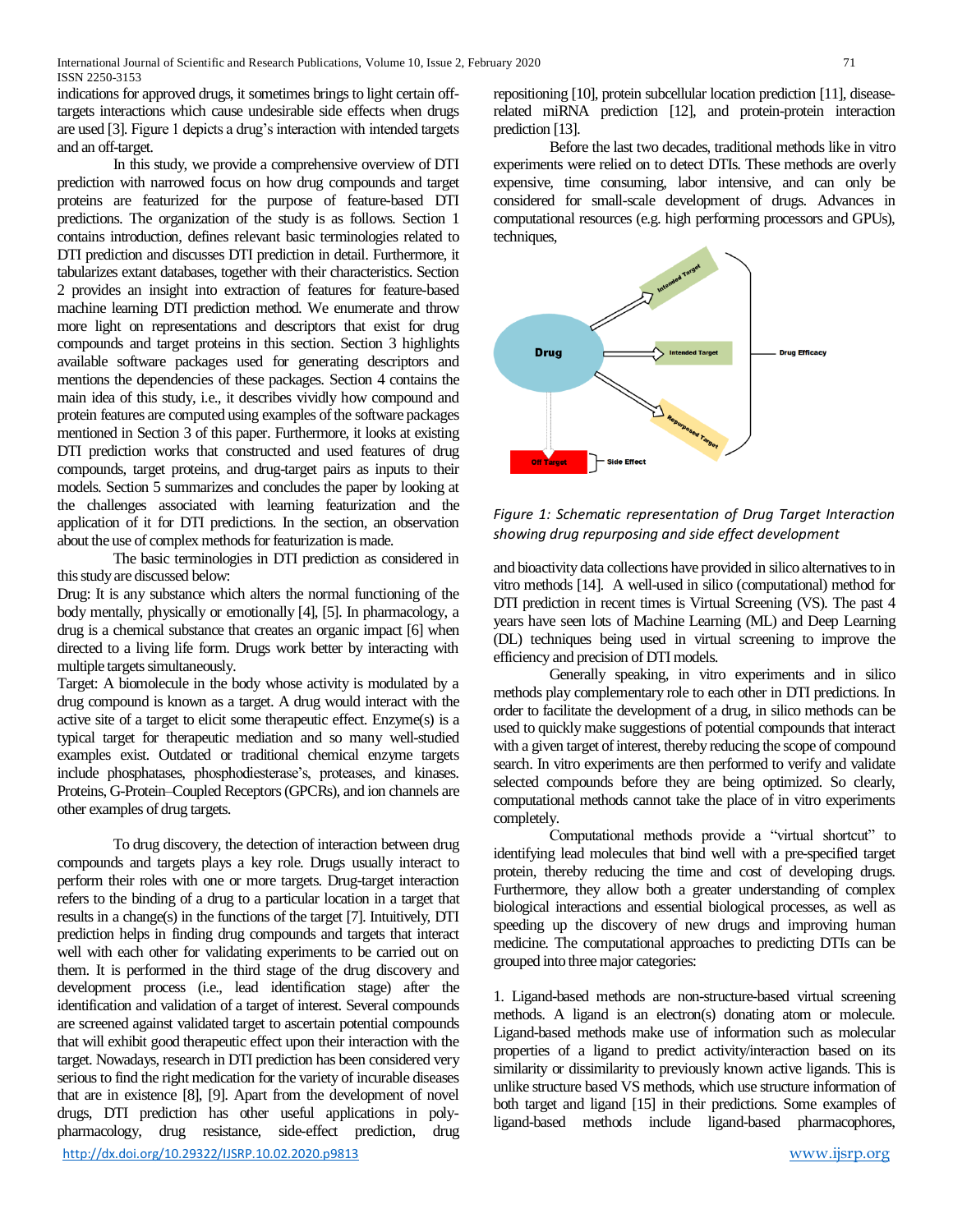indications for approved drugs, it sometimes brings to light certain off-targets interactions which cause undesirable side effects when drugs are used [3]. Figure 1 depicts a drug's interaction with intended targets and an off-target.

In this study, we provide a comprehensive overview of DTI prediction with narrowed focus on how drug compounds and target proteins are featurized for the purpose of feature-based DTI predictions. The organization of the study is as follows. Section 1 contains introduction, defines relevant basic terminologies related to DTI prediction and discusses DTI prediction in detail. Furthermore, it tabularizes extant databases, together with their characteristics. Section 2 provides an insight into extraction of features for feature-based machine learning DTI prediction method. We enumerate and throw more light on representations and descriptors that exist for drug compounds and target proteins in this section. Section 3 highlights available software packages used for generating descriptors and mentions the dependencies of these packages. Section 4 contains the main idea of this study, i.e., it describes vividly how compound and protein features are computed using examples of the software packages mentioned in Section 3 of this paper. Furthermore, it looks at existing DTI prediction works that constructed and used features of drug compounds, target proteins, and drug-target pairs as inputs to their models. Section 5 summarizes and concludes the paper by looking at the challenges associated with learning featurization and the application of it for DTI predictions. In the section, an observation about the use of complex methods for featurization is made.

The basic terminologies in DTI prediction as considered in this study are discussed below:

Drug: It is any substance which alters the normal functioning of the body mentally, physically or emotionally [4], [5]. In pharmacology, a drug is a chemical substance that creates an organic impact [6] when directed to a living life form. Drugs work better by interacting with multiple targets simultaneously.

Target: A biomolecule in the body whose activity is modulated by a drug compound is known as a target. A drug would interact with the active site of a target to elicit some therapeutic effect. Enzyme(s) is a typical target for therapeutic mediation and so many well-studied examples exist. Outdated or traditional chemical enzyme targets include phosphatases, phosphodiesterase's, proteases, and kinases. Proteins, G-Protein–Coupled Receptors (GPCRs), and ion channels are other examples of drug targets.

To drug discovery, the detection of interaction between drug compounds and targets plays a key role. Drugs usually interact to perform their roles with one or more targets. Drug-target interaction refers to the binding of a drug to a particular location in a target that results in a change(s) in the functions of the target [7]. Intuitively, DTI prediction helps in finding drug compounds and targets that interact well with each other for validating experiments to be carried out on them. It is performed in the third stage of the drug discovery and development process (i.e., lead identification stage) after the identification and validation of a target of interest. Several compounds are screened against validated target to ascertain potential compounds that will exhibit good therapeutic effect upon their interaction with the target. Nowadays, research in DTI prediction has been considered very serious to find the right medication for the variety of incurable diseases that are in existence [8], [9]. Apart from the development of novel drugs, DTI prediction has other useful applications in poly-pharmacology, drug resistance, side-effect prediction, drug repositioning [10], protein subcellular location prediction [11], disease-related miRNA prediction [12], and protein-protein interaction prediction [13].

Before the last two decades, traditional methods like in vitro experiments were relied on to detect DTIs. These methods are overly expensive, time consuming, labor intensive, and can only be considered for small-scale development of drugs. Advances in computational resources (e.g. high performing processors and GPUs), techniques, and bioactivity data collections have provided in silico alternatives to in vitro methods [14]. A well-used in silico (computational) method for DTI prediction in recent times is Virtual Screening (VS). The past 4 years have seen lots of Machine Learning (ML) and Deep Learning (DL) techniques being used in virtual screening to improve the efficiency and precision of DTI models.

*Figure 1: Schematic representation of Drug Target Interaction showing drug repurposing and side effect development*

Generally speaking, in vitro experiments and in silico methods play complementary role to each other in DTI predictions. In order to facilitate the development of a drug, in silico methods can be used to quickly make suggestions of potential compounds that interact with a given target of interest, thereby reducing the scope of compound search. In vitro experiments are then performed to verify and validate selected compounds before they are being optimized. So clearly, computational methods cannot take the place of in vitro experiments completely.

Computational methods provide a "virtual shortcut" to identifying lead molecules that bind well with a pre-specified target protein, thereby reducing the time and cost of developing drugs. Furthermore, they allow both a greater understanding of complex biological interactions and essential biological processes, as well as speeding up the discovery of new drugs and improving human medicine. The computational approaches to predicting DTIs can be grouped into three major categories:

1. Ligand-based methods are non-structure-based virtual screening methods. A ligand is an electron(s) donating atom or molecule. Ligand-based methods make use of information such as molecular properties of a ligand to predict activity/interaction based on its similarity or dissimilarity to previously known active ligands. This is unlike structure based VS methods, which use structure information of both target and ligand [15] in their predictions. Some examples of ligand-based methods include ligand-based pharmacophores,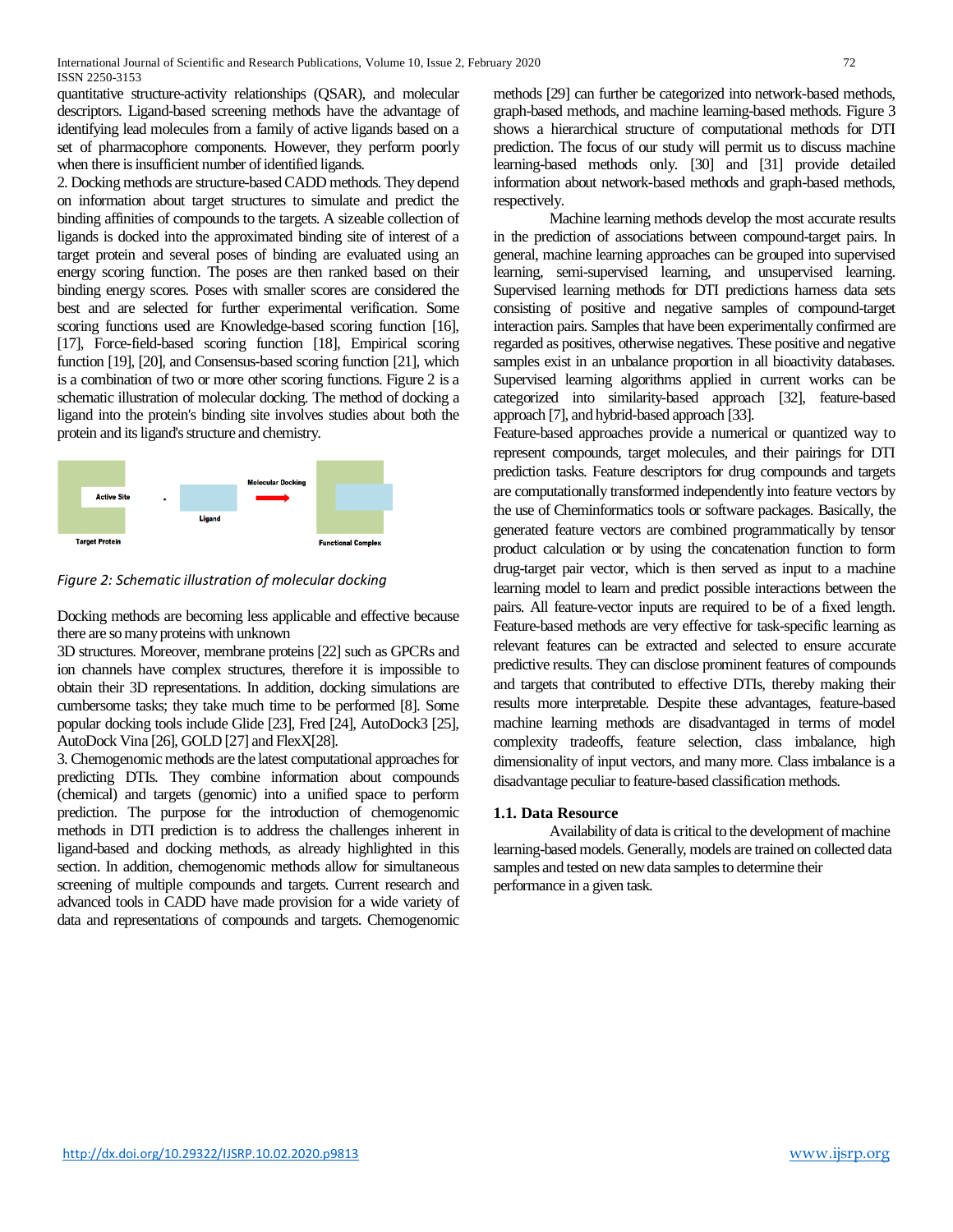quantitative structure-activity relationships (QSAR), and molecular descriptors. Ligand-based screening methods have the advantage of identifying lead molecules from a family of active ligands based on a set of pharmacophore components. However, they perform poorly when there is insufficient number of identified ligands.

2. Docking methods are structure-based CADD methods. They depend on information about target structures to simulate and predict the binding affinities of compounds to the targets. A sizeable collection of ligands is docked into the approximated binding site of interest of a target protein and several poses of binding are evaluated using an energy scoring function. The poses are then ranked based on their binding energy scores. Poses with smaller scores are considered the best and are selected for further experimental verification. Some scoring functions used are Knowledge-based scoring function [16], [17], Force-field-based scoring function [18], Empirical scoring function [19], [20], and Consensus-based scoring function [21], which is a combination of two or more other scoring functions. Figure 2 is a schematic illustration of molecular docking. The method of docking a ligand into the protein's binding site involves studies about both the protein and its ligand's structure and chemistry.

*Figure 2: Schematic illustration of molecular docking*

Docking methods are becoming less applicable and effective because there are so many proteins with unknown 3D structures. Moreover, membrane proteins [22] such as GPCRs and ion channels have complex structures, therefore it is impossible to obtain their 3D representations. In addition, docking simulations are cumbersome tasks; they take much time to be performed [8]. Some popular docking tools include Glide [23], Fred [24], AutoDock3 [25], AutoDock Vina [26], GOLD [27] and FlexX[28].

3. Chemogenomic methods are the latest computational approaches for predicting DTIs. They combine information about compounds (chemical) and targets (genomic) into a unified space to perform prediction. The purpose for the introduction of chemogenomic methods in DTI prediction is to address the challenges inherent in ligand-based and docking methods, as already highlighted in this section. In addition, chemogenomic methods allow for simultaneous screening of multiple compounds and targets. Current research and advanced tools in CADD have made provision for a wide variety of data and representations of compounds and targets. Chemogenomic methods [29] can further be categorized into network-based methods, graph-based methods, and machine learning-based methods. Figure 3 shows a hierarchical structure of computational methods for DTI prediction. The focus of our study will permit us to discuss machine learning-based methods only. [30] and [31] provide detailed information about network-based methods and graph-based methods, respectively.

Machine learning methods develop the most accurate results in the prediction of associations between compound-target pairs. In general, machine learning approaches can be grouped into supervised learning, semi-supervised learning, and unsupervised learning. Supervised learning methods for DTI predictions harness data sets consisting of positive and negative samples of compound-target interaction pairs. Samples that have been experimentally confirmed are regarded as positives, otherwise negatives. These positive and negative samples exist in an unbalance proportion in all bioactivity databases. Supervised learning algorithms applied in current works can be categorized into similarity-based approach [32], feature-based approach [7], and hybrid-based approach [33].

Feature-based approaches provide a numerical or quantized way to represent compounds, target molecules, and their pairings for DTI prediction tasks. Feature descriptors for drug compounds and targets are computationally transformed independently into feature vectors by the use of Cheminformatics tools or software packages. Basically, the generated feature vectors are combined programmatically by tensor product calculation or by using the concatenation function to form drug-target pair vector, which is then served as input to a machine learning model to learn and predict possible interactions between the pairs. All feature-vector inputs are required to be of a fixed length. Feature-based methods are very effective for task-specific learning as relevant features can be extracted and selected to ensure accurate predictive results. They can disclose prominent features of compounds and targets that contributed to effective DTIs, thereby making their results more interpretable. Despite these advantages, feature-based machine learning methods are disadvantaged in terms of model complexity tradeoffs, feature selection, class imbalance, high dimensionality of input vectors, and many more. Class imbalance is a disadvantage peculiar to feature-based classification methods.

### 1.1. Data Resource

Availability of data is critical to the development of machine learning-based models. Generally, models are trained on collected data samples and tested on new data samples to determine their performance in a given task.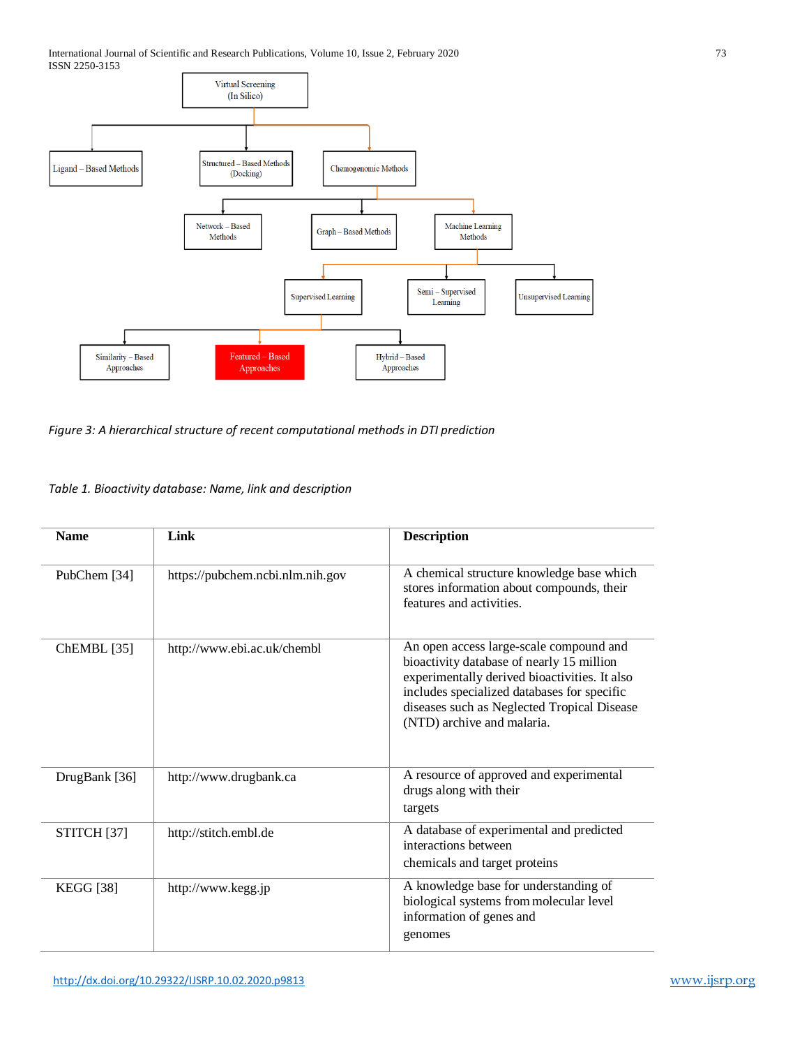Virtual Screening (In Silico)

- Ligand – Based Methods
- Structured – Based Methods (Docking)
- Chemogenomic Methods
  - Network – Based Methods
  - Graph – Based Methods
  - Machine Learning Methods
    - Supervised Learning
      - Similarity – Based Approaches
      - Featured – Based Approaches
      - Hybrid – Based Approaches
    - Semi – Supervised Learning
    - Unsupervised Learning

*Figure 3: A hierarchical structure of recent computational methods in DTI prediction*

*Table 1. Bioactivity database: Name, link and description*

| Name | Link | Description |
|---|---|---|
| PubChem [34] | https://pubchem.ncbi.nlm.nih.gov | A chemical structure knowledge base which stores information about compounds, their features and activities. |
| ChEMBL [35] | http://www.ebi.ac.uk/chembl | An open access large-scale compound and bioactivity database of nearly 15 million experimentally derived bioactivities. It also includes specialized databases for specific diseases such as Neglected Tropical Disease (NTD) archive and malaria. |
| DrugBank [36] | http://www.drugbank.ca | A resource of approved and experimental drugs along with their targets |
| STITCH [37] | http://stitch.embl.de | A database of experimental and predicted interactions between chemicals and target proteins |
| KEGG [38] | http://www.kegg.jp | A knowledge base for understanding of biological systems from molecular level information of genes and genomes |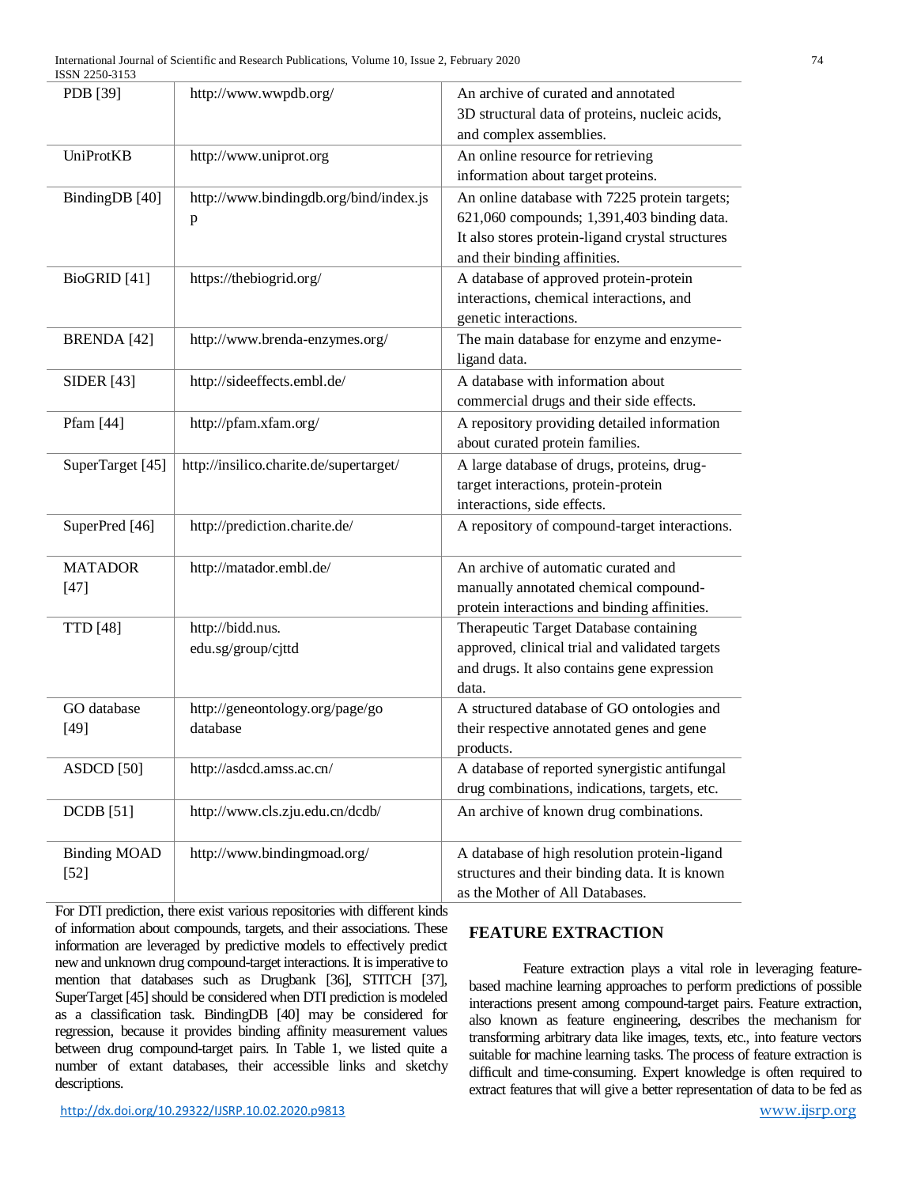| | | |
|---|---|---|
| PDB [39] | http://www.wwpdb.org/ | An archive of curated and annotated 3D structural data of proteins, nucleic acids, and complex assemblies. |
| UniProtKB | http://www.uniprot.org | An online resource for retrieving information about target proteins. |
| BindingDB [40] | http://www.bindingdb.org/bind/index.jsp | An online database with 7225 protein targets; 621,060 compounds; 1,391,403 binding data. It also stores protein-ligand crystal structures and their binding affinities. |
| BioGRID [41] | https://thebiogrid.org/ | A database of approved protein-protein interactions, chemical interactions, and genetic interactions. |
| BRENDA [42] | http://www.brenda-enzymes.org/ | The main database for enzyme and enzyme-ligand data. |
| SIDER [43] | http://sideeffects.embl.de/ | A database with information about commercial drugs and their side effects. |
| Pfam [44] | http://pfam.xfam.org/ | A repository providing detailed information about curated protein families. |
| SuperTarget [45] | http://insilico.charite.de/supertarget/ | A large database of drugs, proteins, drug-target interactions, protein-protein interactions, side effects. |
| SuperPred [46] | http://prediction.charite.de/ | A repository of compound-target interactions. |
| MATADOR [47] | http://matador.embl.de/ | An archive of automatic curated and manually annotated chemical compound-protein interactions and binding affinities. |
| TTD [48] | http://bidd.nus. edu.sg/group/cjttd | Therapeutic Target Database containing approved, clinical trial and validated targets and drugs. It also contains gene expression data. |
| GO database [49] | http://geneontology.org/page/go database | A structured database of GO ontologies and their respective annotated genes and gene products. |
| ASDCD [50] | http://asdcd.amss.ac.cn/ | A database of reported synergistic antifungal drug combinations, indications, targets, etc. |
| DCDB [51] | http://www.cls.zju.edu.cn/dcdb/ | An archive of known drug combinations. |
| Binding MOAD [52] | http://www.bindingmoad.org/ | A database of high resolution protein-ligand structures and their binding data. It is known as the Mother of All Databases. |

For DTI prediction, there exist various repositories with different kinds of information about compounds, targets, and their associations. These information are leveraged by predictive models to effectively predict new and unknown drug compound-target interactions. It is imperative to mention that databases such as Drugbank [36], STITCH [37], SuperTarget [45] should be considered when DTI prediction is modeled as a classification task. BindingDB [40] may be considered for regression, because it provides binding affinity measurement values between drug compound-target pairs. In Table 1, we listed quite a number of extant databases, their accessible links and sketchy descriptions.

## FEATURE EXTRACTION

Feature extraction plays a vital role in leveraging feature-based machine learning approaches to perform predictions of possible interactions present among compound-target pairs. Feature extraction, also known as feature engineering, describes the mechanism for transforming arbitrary data like images, texts, etc., into feature vectors suitable for machine learning tasks. The process of feature extraction is difficult and time-consuming. Expert knowledge is often required to extract features that will give a better representation of data to be fed as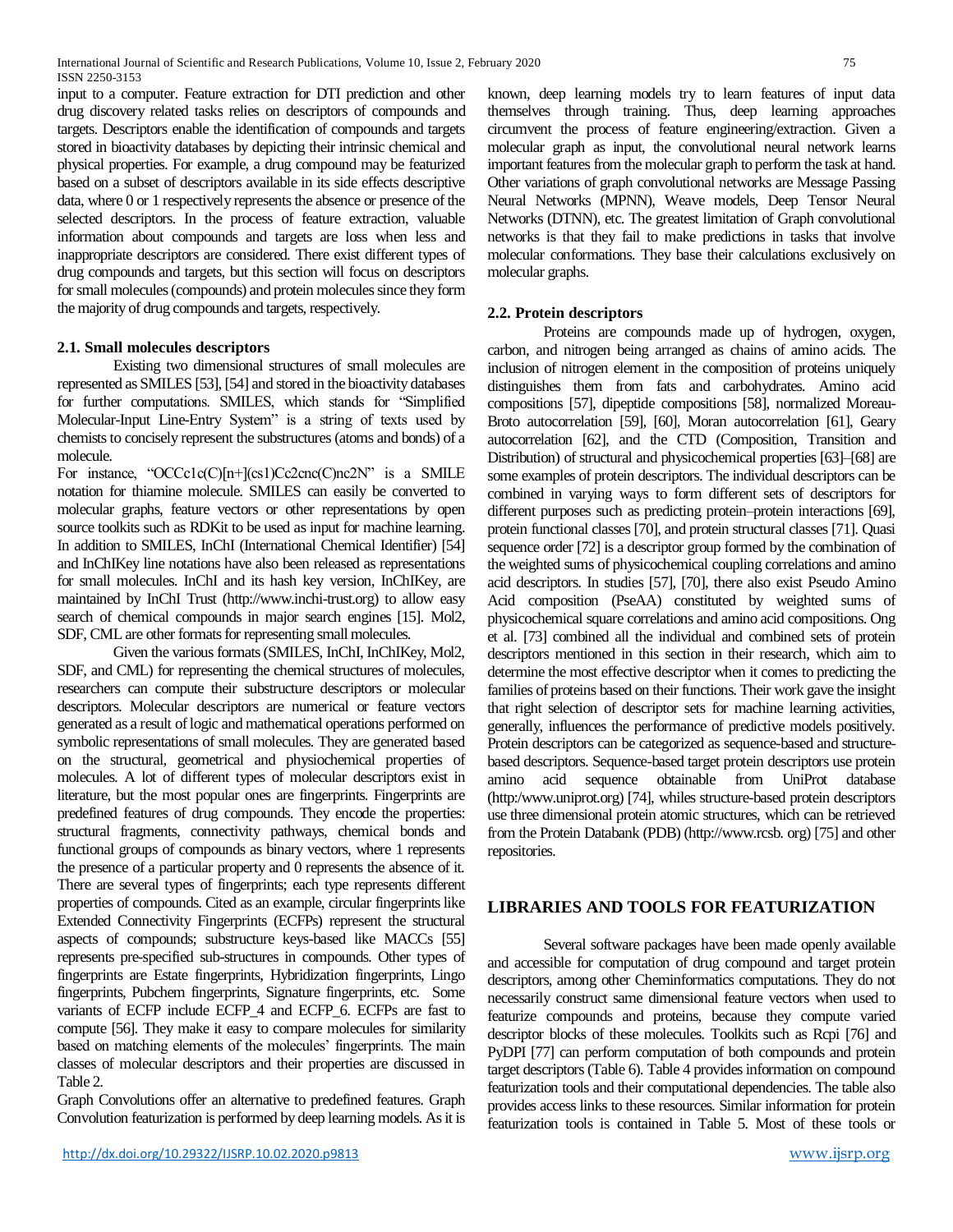input to a computer. Feature extraction for DTI prediction and other drug discovery related tasks relies on descriptors of compounds and targets. Descriptors enable the identification of compounds and targets stored in bioactivity databases by depicting their intrinsic chemical and physical properties. For example, a drug compound may be featurized based on a subset of descriptors available in its side effects descriptive data, where 0 or 1 respectively represents the absence or presence of the selected descriptors. In the process of feature extraction, valuable information about compounds and targets are loss when less and inappropriate descriptors are considered. There exist different types of drug compounds and targets, but this section will focus on descriptors for small molecules (compounds) and protein molecules since they form the majority of drug compounds and targets, respectively.

### 2.1. Small molecules descriptors

Existing two dimensional structures of small molecules are represented as SMILES [53], [54] and stored in the bioactivity databases for further computations. SMILES, which stands for "Simplified Molecular-Input Line-Entry System" is a string of texts used by chemists to concisely represent the substructures (atoms and bonds) of a molecule.

For instance, "OCCc1c(C)[n+](cs1)Cc2cnc(C)nc2N" is a SMILE notation for thiamine molecule. SMILES can easily be converted to molecular graphs, feature vectors or other representations by open source toolkits such as RDKit to be used as input for machine learning. In addition to SMILES, InChI (International Chemical Identifier) [54] and InChIKey line notations have also been released as representations for small molecules. InChI and its hash key version, InChIKey, are maintained by InChI Trust (http://www.inchi-trust.org) to allow easy search of chemical compounds in major search engines [15]. Mol2, SDF, CML are other formats for representing small molecules.

Given the various formats (SMILES, InChI, InChIKey, Mol2, SDF, and CML) for representing the chemical structures of molecules, researchers can compute their substructure descriptors or molecular descriptors. Molecular descriptors are numerical or feature vectors generated as a result of logic and mathematical operations performed on symbolic representations of small molecules. They are generated based on the structural, geometrical and physiochemical properties of molecules. A lot of different types of molecular descriptors exist in literature, but the most popular ones are fingerprints. Fingerprints are predefined features of drug compounds. They encode the properties: structural fragments, connectivity pathways, stock chemical bonds and functional groups of compounds as binary vectors, where 1 represents the presence of a particular property and 0 represents the absence of it. There are several types of fingerprints; each type represents different properties of compounds. Cited as an example, circular fingerprints like Extended Connectivity Fingerprints (ECFPs) represent the structural aspects of compounds; substructure keys-based like MACCs [55] represents pre-specified sub-structures in compounds. Other types of fingerprints are Estate fingerprints, Hybridization fingerprints, Lingo fingerprints, Pubchem fingerprints, Signature fingerprints, etc. Some variants of ECFP include ECFP_4 and ECFP_6. ECFPs are fast to compute [56]. They make it easy to compare molecules for similarity based on matching elements of the molecules' fingerprints. The main classes of molecular descriptors and their properties are discussed in Table 2.

Graph Convolutions offer an alternative to predefined features. Graph Convolution featurization is performed by deep learning models. As it is known, deep learning models try to learn features of input data themselves through training. Thus, deep learning approaches circumvent the process of feature engineering/extraction. Given a molecular graph as input, the convolutional neural network learns important features from the molecular graph to perform the task at hand. Other variations of graph convolutional networks are Message Passing Neural Networks (MPNN), Weave models, Deep Tensor Neural Networks (DTNN), etc. The greatest limitation of Graph convolutional networks is that they fail to make predictions in tasks that involve molecular conformations. They base their calculations exclusively on molecular graphs.

### 2.2. Protein descriptors

Proteins are compounds made up of hydrogen, oxygen, carbon, and nitrogen being arranged as chains of amino acids. The inclusion of nitrogen element in the composition of proteins uniquely distinguishes them from fats and carbohydrates. Amino acid compositions [57], dipeptide compositions [58], normalized Moreau-Broto autocorrelation [59], [60], Moran autocorrelation [61], Geary autocorrelation [62], and the CTD (Composition, Transition and Distribution) of structural and physicochemical properties [63]–[68] are some examples of protein descriptors. The individual descriptors can be combined in varying ways to form different sets of descriptors for different purposes such as predicting protein–protein interactions [69], protein functional classes [70], and protein structural classes [71]. Quasi sequence order [72] is a descriptor group formed by the combination of the weighted sums of physicochemical coupling correlations and amino acid descriptors. In studies [57], [70], there also exist Pseudo Amino Acid composition (PseAA) constituted by weighted sums of physicochemical square correlations and amino acid compositions. Ong et al. [73] combined all the individual and combined sets of protein descriptors mentioned in this section in their research, which aim to determine the most effective descriptor when it comes to predicting the families of proteins based on their functions. Their work gave the insight that right selection of descriptor sets for machine learning activities, generally, influences the performance of predictive models positively. Protein descriptors can be categorized as sequence-based and structure-based descriptors. Sequence-based target protein descriptors use protein amino acid sequence obtainable from UniProt database (http:/www.uniprot.org) [74], whiles structure-based protein descriptors use three dimensional protein atomic structures, which can be retrieved from the Protein Databank (PDB) (http://www.rcsb. org) [75] and other repositories.

## LIBRARIES AND TOOLS FOR FEATURIZATION

Several software packages have been made openly available and accessible for computation of drug compound and target protein descriptors, among other Cheminformatics computations. They do not necessarily construct same dimensional feature vectors when used to featurize compounds and proteins, because they compute varied descriptor blocks of these molecules. Toolkits such as Rcpi [76] and PyDPI [77] can perform computation of both compounds and protein target descriptors (Table 6). Table 4 provides information on compound featurization tools and their computational dependencies. The table also provides access links to these resources. Similar information for protein featurization tools is contained in Table 5. Most of these tools or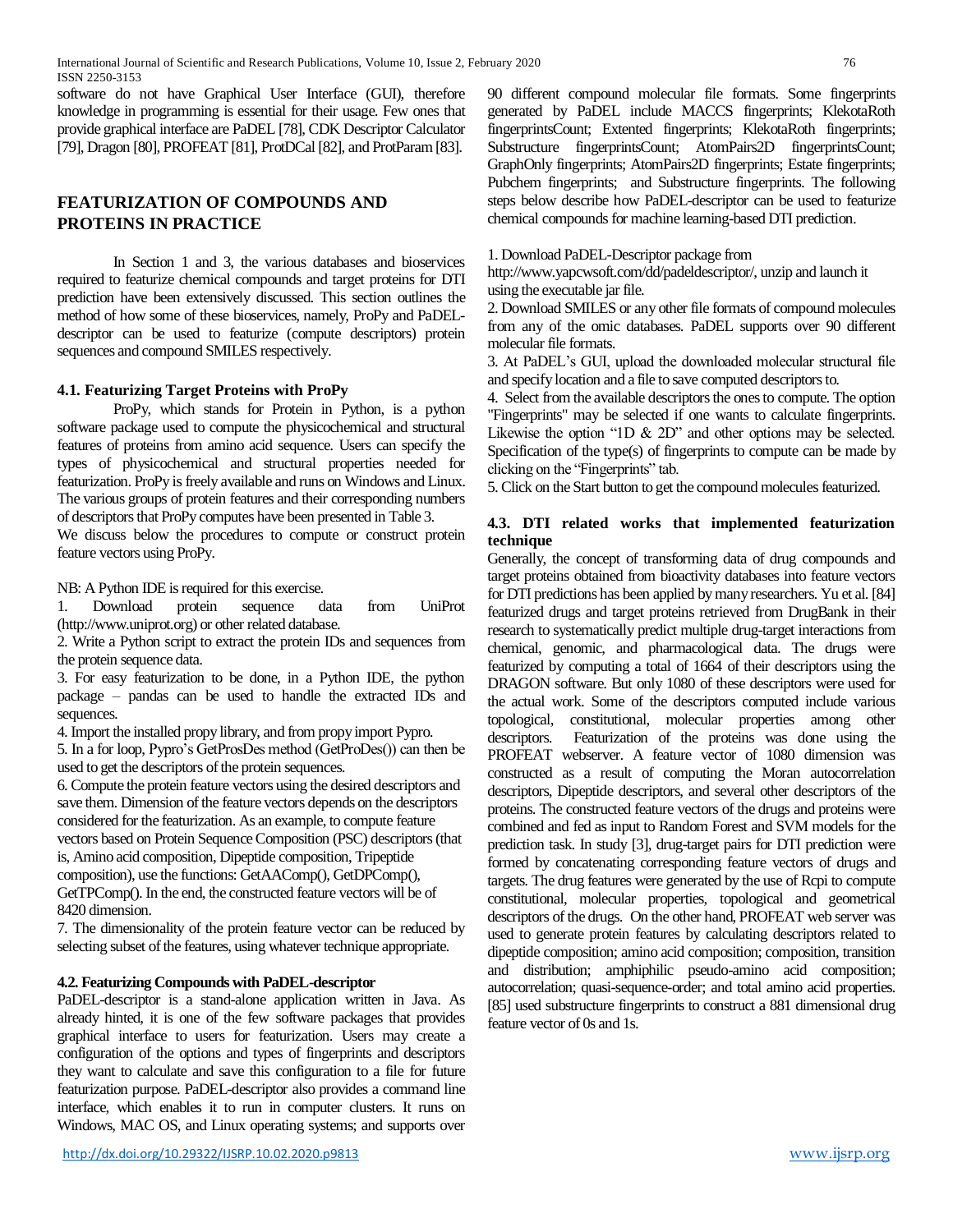software do not have Graphical User Interface (GUI), therefore knowledge in programming is essential for their usage. Few ones that provide graphical interface are PaDEL [78], CDK Descriptor Calculator [79], Dragon [80], PROFEAT [81], ProtDCal [82], and ProtParam [83].

## FEATURIZATION OF COMPOUNDS AND PROTEINS IN PRACTICE

In Section 1 and 3, the various databases and bioservices required to featurize chemical compounds and target proteins for DTI prediction have been extensively discussed. This section outlines the method of how some of these bioservices, namely, ProPy and PaDEL-descriptor can be used to featurize (compute descriptors) protein sequences and compound SMILES respectively.

### 4.1. Featurizing Target Proteins with ProPy

ProPy, which stands for Protein in Python, is a python software package used to compute the physicochemical and structural features of proteins from amino acid sequence. Users can specify the types of physicochemical and structural properties needed for featurization. ProPy is freely available and runs on Windows and Linux. The various groups of protein features and their corresponding numbers of descriptors that ProPy computes have been presented in Table 3.

We discuss below the procedures to compute or construct protein feature vectors using ProPy.

NB: A Python IDE is required for this exercise.

1. Download protein sequence data from UniProt (http://www.uniprot.org) or other related database.
2. Write a Python script to extract the protein IDs and sequences from the protein sequence data.
3. For easy featurization to be done, in a Python IDE, the python package – pandas can be used to handle the extracted IDs and sequences.
4. Import the installed propy library, and from propy import Pypro.
5. In a for loop, Pypro's GetProsDes method (GetProDes()) can then be used to get the descriptors of the protein sequences.
6. Compute the protein feature vectors using the desired descriptors and save them. Dimension of the feature vectors depends on the descriptors considered for the featurization. As an example, to compute feature vectors based on Protein Sequence Composition (PSC) descriptors (that is, Amino acid composition, Dipeptide composition, Tripeptide composition), use the functions: GetAAComp(), GetDPComp(), GetTPComp(). In the end, the constructed feature vectors will be of 8420 dimension.
7. The dimensionality of the protein feature vector can be reduced by selecting subset of the features, using whatever technique appropriate.

### 4.2. Featurizing Compounds with PaDEL-descriptor

PaDEL-descriptor is a stand-alone application written in Java. As already hinted, it is one of the few software packages that provides graphical interface to users for featurization. Users may create a configuration of the options and types of fingerprints and descriptors they want to calculate and save this configuration to a file for future featurization purpose. PaDEL-descriptor also provides a command line interface, which enables it to run in computer clusters. It runs on Windows, MAC OS, and Linux operating systems; and supports over 90 different compound molecular file formats. Some fingerprints generated by PaDEL include MACCS fingerprints; KlekotaRoth fingerprintsCount; Extented fingerprints; KlekotaRoth fingerprints; Substructure fingerprintsCount; AtomPairs2D fingerprintsCount; GraphOnly fingerprints; AtomPairs2D fingerprints; Estate fingerprints; Pubchem fingerprints; and Substructure fingerprints. The following steps below describe how PaDEL-descriptor can be used to featurize chemical compounds for machine learning-based DTI prediction.

1. Download PaDEL-Descriptor package from http://www.yapcwsoft.com/dd/padeldescriptor/, unzip and launch it using the executable jar file.
2. Download SMILES or any other file formats of compound molecules from any of the omic databases. PaDEL supports over 90 different molecular file formats.
3. At PaDEL's GUI, upload the downloaded molecular structural file and specify location and a file to save computed descriptors to.
4. Select from the available descriptors the ones to compute. The option "Fingerprints" may be selected if one wants to calculate fingerprints. Likewise the option "1D & 2D" and other options may be selected. Specification of the type(s) of fingerprints to compute can be made by clicking on the "Fingerprints" tab.
5. Click on the Start button to get the compound molecules featurized.

### 4.3. DTI related works that implemented featurization technique

Generally, the concept of transforming data of drug compounds and target proteins obtained from bioactivity databases into feature vectors for DTI predictions has been applied by many researchers. Yu et al. [84] featurized drugs and target proteins retrieved from DrugBank in their research to systematically predict multiple drug-target interactions from chemical, genomic, and pharmacological data. The drugs were featurized by computing a total of 1664 of their descriptors using the DRAGON software. But only 1080 of these descriptors were used for the actual work. Some of the descriptors computed include various topological, constitutional, molecular properties among other descriptors. Featurization of the proteins was done using the PROFEAT webserver. A feature vector of 1080 dimension was constructed as a result of computing the Moran autocorrelation descriptors, Dipeptide descriptors, and several other descriptors of the proteins. The constructed feature vectors of the drugs and proteins were combined and fed as input to Random Forest and SVM models for the prediction task. In study [3], drug-target pairs for DTI prediction were formed by concatenating corresponding feature vectors of drugs and targets. The drug features were generated by the use of Rcpi to compute constitutional, molecular properties, topological and geometrical descriptors of the drugs. On the other hand, PROFEAT web server was used to generate protein features by calculating descriptors related to dipeptide composition; amino acid composition; composition, transition and distribution; amphiphilic pseudo-amino acid composition; autocorrelation; quasi-sequence-order; and total amino acid properties. [85] used substructure fingerprints to construct a 881 dimensional drug feature vector of 0s and 1s.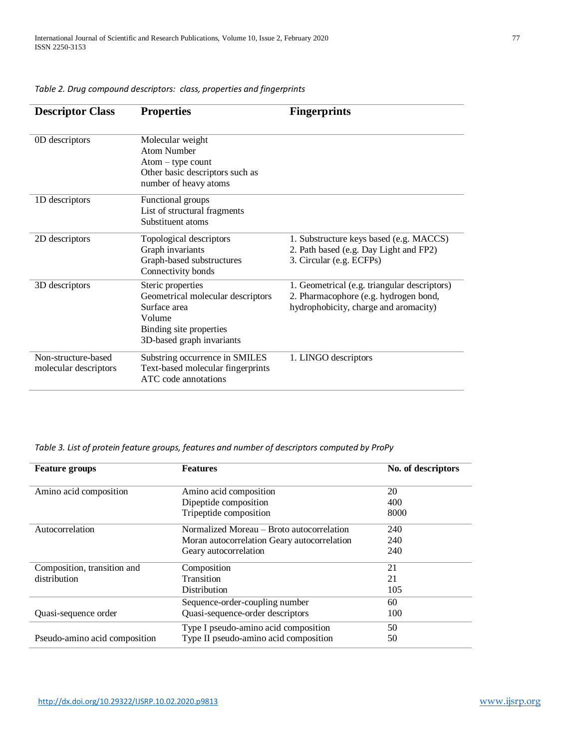*Table 2. Drug compound descriptors: class, properties and fingerprints*

| Descriptor Class | Properties | Fingerprints |
|---|---|---|
| 0D descriptors | Molecular weight<br>Atom Number<br>Atom – type count<br>Other basic descriptors such as number of heavy atoms | |
| 1D descriptors | Functional groups<br>List of structural fragments<br>Substituent atoms | |
| 2D descriptors | Topological descriptors<br>Graph invariants<br>Graph-based substructures<br>Connectivity bonds | 1. Substructure keys based (e.g. MACCS)<br>2. Path based (e.g. Day Light and FP2)<br>3. Circular (e.g. ECFPs) |
| 3D descriptors | Steric properties<br>Geometrical molecular descriptors<br>Surface area<br>Volume<br>Binding site properties<br>3D-based graph invariants | 1. Geometrical (e.g. triangular descriptors)<br>2. Pharmacophore (e.g. hydrogen bond, hydrophobicity, charge and aromacity) |
| Non-structure-based molecular descriptors | Substring occurrence in SMILES<br>Text-based molecular fingerprints<br>ATC code annotations | 1. LINGO descriptors |

*Table 3. List of protein feature groups, features and number of descriptors computed by ProPy*

| Feature groups | Features | No. of descriptors |
|---|---|---|
| Amino acid composition | Amino acid composition<br>Dipeptide composition<br>Tripeptide composition | 20<br>400<br>8000 |
| Autocorrelation | Normalized Moreau – Broto autocorrelation<br>Moran autocorrelation Geary autocorrelation<br>Geary autocorrelation | 240<br>240<br>240 |
| Composition, transition and distribution | Composition<br>Transition<br>Distribution | 21<br>21<br>105 |
| Quasi-sequence order | Sequence-order-coupling number<br>Quasi-sequence-order descriptors | 60<br>100 |
| Pseudo-amino acid composition | Type I pseudo-amino acid composition<br>Type II pseudo-amino acid composition | 50<br>50 |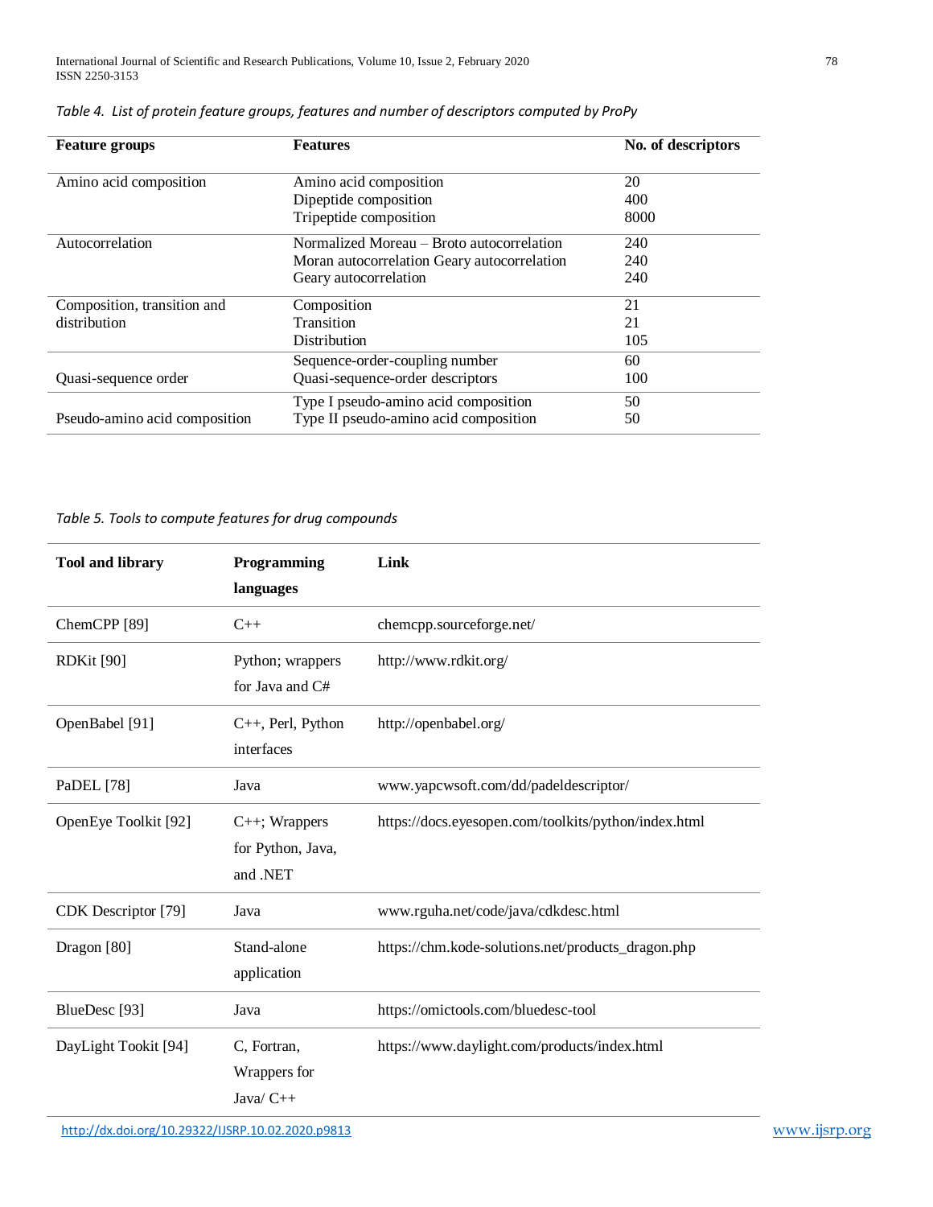*Table 4. List of protein feature groups, features and number of descriptors computed by ProPy*

| Feature groups | Features | No. of descriptors |
|---|---|---|
| Amino acid composition | Amino acid composition | 20 |
| | Dipeptide composition | 400 |
| | Tripeptide composition | 8000 |
| Autocorrelation | Normalized Moreau – Broto autocorrelation | 240 |
| | Moran autocorrelation Geary autocorrelation | 240 |
| | Geary autocorrelation | 240 |
| Composition, transition and distribution | Composition | 21 |
| | Transition | 21 |
| | Distribution | 105 |
| Quasi-sequence order | Sequence-order-coupling number | 60 |
| | Quasi-sequence-order descriptors | 100 |
| Pseudo-amino acid composition | Type I pseudo-amino acid composition | 50 |
| | Type II pseudo-amino acid composition | 50 |

*Table 5. Tools to compute features for drug compounds*

| Tool and library | Programming languages | Link |
|---|---|---|
| ChemCPP [89] | C++ | chemcpp.sourceforge.net/ |
| RDKit [90] | Python; wrappers for Java and C# | http://www.rdkit.org/ |
| OpenBabel [91] | C++, Perl, Python interfaces | http://openbabel.org/ |
| PaDEL [78] | Java | www.yapcwsoft.com/dd/padeldescriptor/ |
| OpenEye Toolkit [92] | C++; Wrappers for Python, Java, and .NET | https://docs.eyesopen.com/toolkits/python/index.html |
| CDK Descriptor [79] | Java | www.rguha.net/code/java/cdkdesc.html |
| Dragon [80] | Stand-alone application | https://chm.kode-solutions.net/products_dragon.php |
| BlueDesc [93] | Java | https://omictools.com/bluedesc-tool |
| DayLight Tookit [94] | C, Fortran, Wrappers for Java/ C++ | https://www.daylight.com/products/index.html |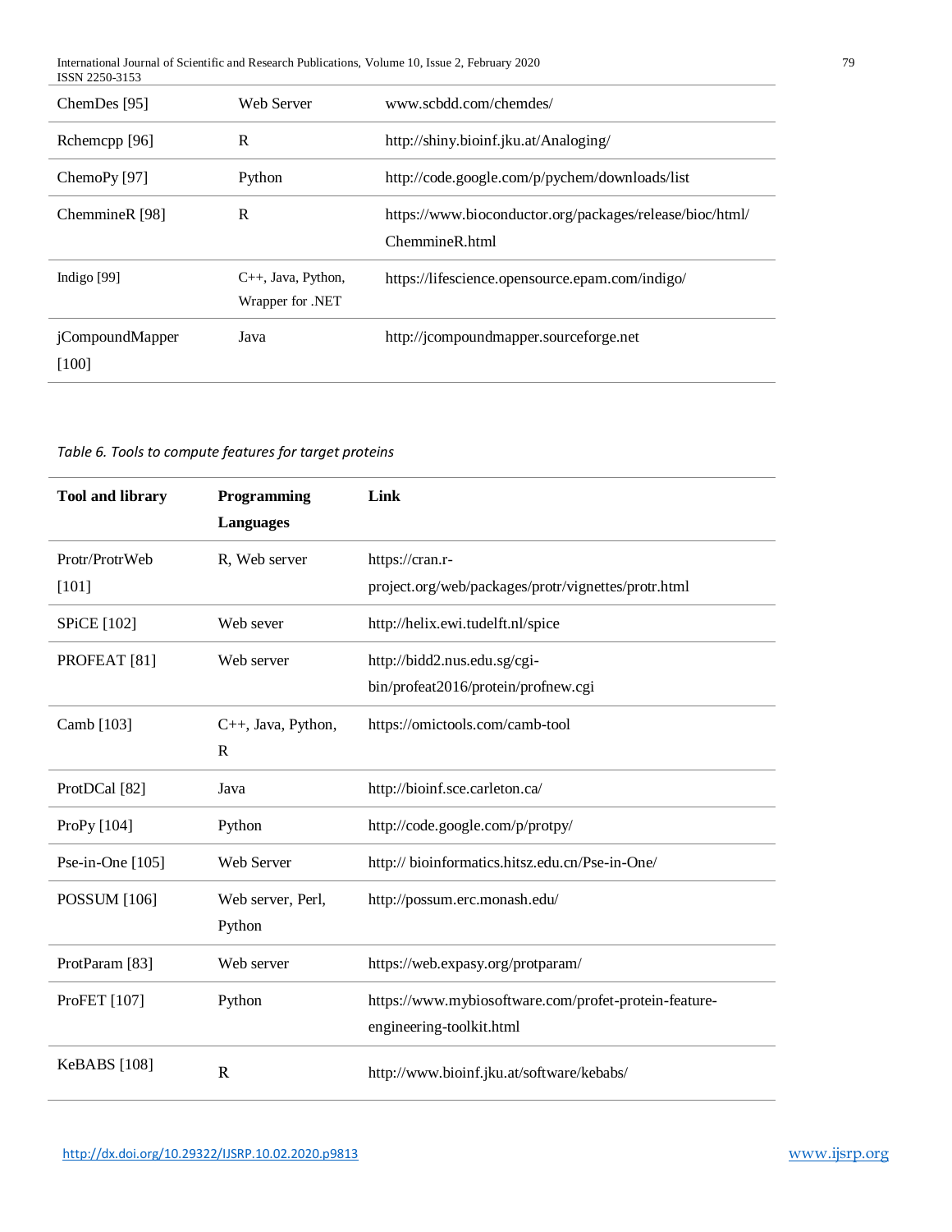| ChemDes [95] | Web Server | www.scbdd.com/chemdes/ |
|---|---|---|
| Rchemcpp [96] | R | http://shiny.bioinf.jku.at/Analoging/ |
| ChemoPy [97] | Python | http://code.google.com/p/pychem/downloads/list |
| ChemmineR [98] | R | https://www.bioconductor.org/packages/release/bioc/html/ChemmineR.html |
| Indigo [99] | C++, Java, Python, Wrapper for .NET | https://lifescience.opensource.epam.com/indigo/ |
| jCompoundMapper [100] | Java | http://jcompoundmapper.sourceforge.net |

*Table 6. Tools to compute features for target proteins*

| **Tool and library** | **Programming Languages** | **Link** |
|---|---|---|
| Protr/ProtrWeb [101] | R, Web server | https://cran.r-project.org/web/packages/protr/vignettes/protr.html |
| SPiCE [102] | Web sever | http://helix.ewi.tudelft.nl/spice |
| PROFEAT [81] | Web server | http://bidd2.nus.edu.sg/cgi-bin/profeat2016/protein/profnew.cgi |
| Camb [103] | C++, Java, Python, R | https://omictools.com/camb-tool |
| ProtDCal [82] | Java | http://bioinf.sce.carleton.ca/ |
| ProPy [104] | Python | http://code.google.com/p/protpy/ |
| Pse-in-One [105] | Web Server | http:// bioinformatics.hitsz.edu.cn/Pse-in-One/ |
| POSSUM [106] | Web server, Perl, Python | http://possum.erc.monash.edu/ |
| ProtParam [83] | Web server | https://web.expasy.org/protparam/ |
| ProFET [107] | Python | https://www.mybiosoftware.com/profet-protein-feature-engineering-toolkit.html |
| KeBABS [108] | R | http://www.bioinf.jku.at/software/kebabs/ |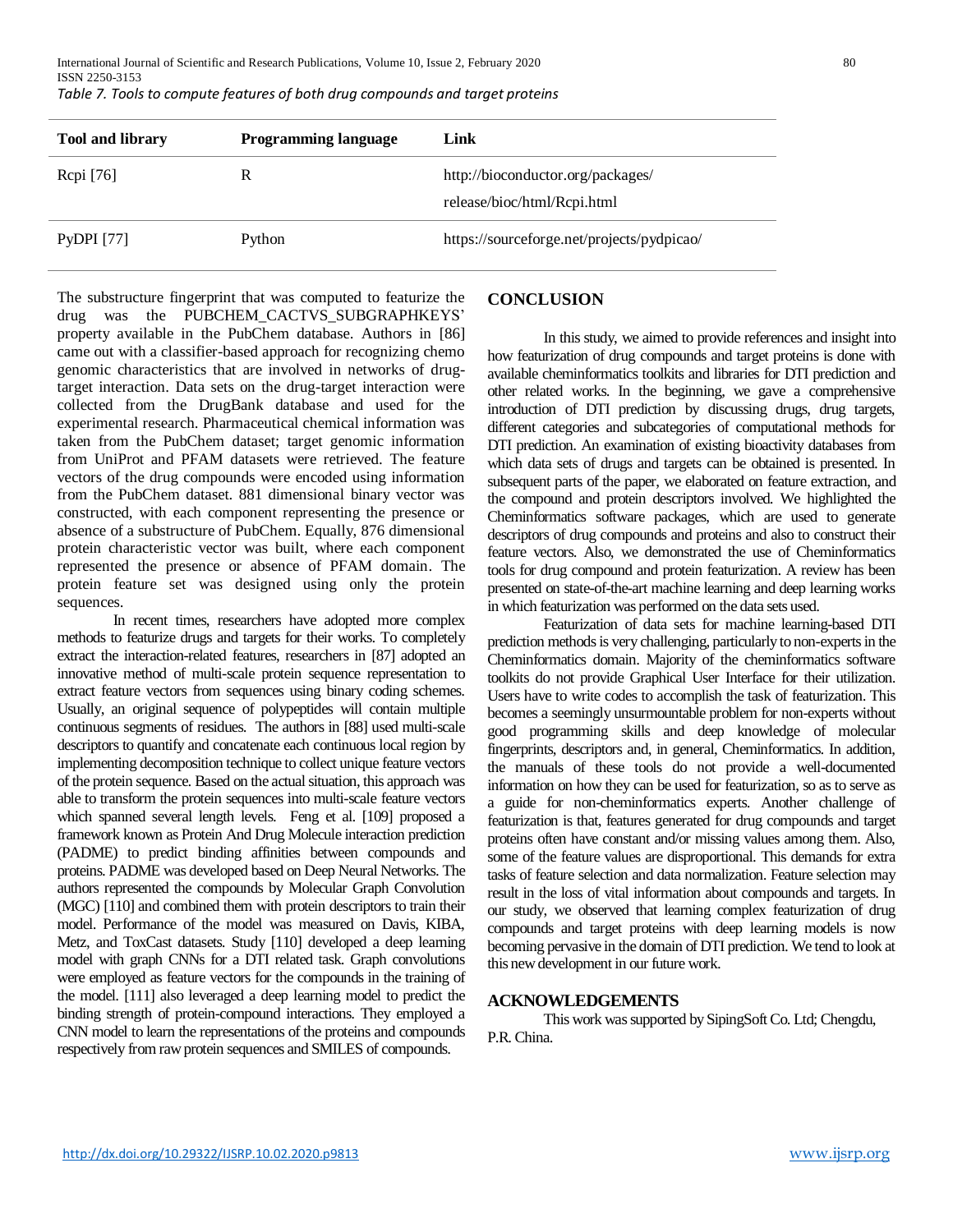*Table 7. Tools to compute features of both drug compounds and target proteins*

| Tool and library | Programming language | Link |
|---|---|---|
| Rcpi [76] | R | http://bioconductor.org/packages/release/bioc/html/Rcpi.html |
| PyDPI [77] | Python | https://sourceforge.net/projects/pydpicao/ |

The substructure fingerprint that was computed to featurize the drug was the PUBCHEM_CACTVS_SUBGRAPHKEYS' property available in the PubChem database. Authors in [86] came out with a classifier-based approach for recognizing chemo genomic characteristics that are involved in networks of drug-target interaction. Data sets on the drug-target interaction were collected from the DrugBank database and used for the experimental research. Pharmaceutical chemical information was taken from the PubChem dataset; target genomic information from UniProt and PFAM datasets were retrieved. The feature vectors of the drug compounds were encoded using information from the PubChem dataset. 881 dimensional binary vector was constructed, with each component representing the presence or absence of a substructure of PubChem. Equally, 876 dimensional protein characteristic vector was built, where each component represented the presence or absence of PFAM domain. The protein feature set was designed using only the protein sequences.

In recent times, researchers have adopted more complex methods to featurize drugs and targets for their works. To completely extract the interaction-related features, researchers in [87] adopted an innovative method of multi-scale protein sequence representation to extract feature vectors from sequences using binary coding schemes. Usually, an original sequence of polypeptides will contain multiple continuous segments of residues. The authors in [88] used multi-scale descriptors to quantify and concatenate each continuous local region by implementing decomposition technique to collect unique feature vectors of the protein sequence. Based on the actual situation, this approach was able to transform the protein sequences into multi-scale feature vectors which spanned several length levels. Feng et al. [109] proposed a framework known as Protein And Drug Molecule interaction prediction (PADME) to predict binding affinities between compounds and proteins. PADME was developed based on Deep Neural Networks. The authors represented the compounds by Molecular Graph Convolution (MGC) [110] and combined them with protein descriptors to train their model. Performance of the model was measured on Davis, KIBA, Metz, and ToxCast datasets. Study [110] developed a deep learning model with graph CNNs for a DTI related task. Graph convolutions were employed as feature vectors for the compounds in the training of the model. [111] also leveraged a deep learning model to predict the binding strength of protein-compound interactions. They employed a CNN model to learn the representations of the proteins and compounds respectively from raw protein sequences and SMILES of compounds.

## CONCLUSION

In this study, we aimed to provide references and insight into how featurization of drug compounds and target proteins is done with available cheminformatics toolkits and libraries for DTI prediction and other related works. In the beginning, we gave a comprehensive introduction of DTI prediction by discussing drugs, drug targets, different categories and subcategories of computational methods for DTI prediction. An examination of existing bioactivity databases from which data sets of drugs and targets can be obtained is presented. In subsequent parts of the paper, we elaborated on feature extraction, and the compound and protein descriptors involved. We highlighted the Cheminformatics software packages, which are used to generate descriptors of drug compounds and proteins and also to construct their feature vectors. Also, we demonstrated the use of Cheminformatics tools for drug compound and protein featurization. A review has been presented on state-of-the-art machine learning and deep learning works in which featurization was performed on the data sets used.

Featurization of data sets for machine learning-based DTI prediction methods is very challenging, particularly to non-experts in the Cheminformatics domain. Majority of the cheminformatics software toolkits do not provide Graphical User Interface for their utilization. Users have to write codes to accomplish the task of featurization. This becomes a seemingly unsurmountable problem for non-experts without good programming skills and deep knowledge of molecular fingerprints, descriptors and, in general, Cheminformatics. In addition, the manuals of these tools do not provide a well-documented information on how they can be used for featurization, so as to serve as a guide for non-cheminformatics experts. Another challenge of featurization is that, features generated for drug compounds and target proteins often have constant and/or missing values among them. Also, some of the feature values are disproportional. This demands for extra tasks of feature selection and data normalization. Feature selection may result in the loss of vital information about compounds and targets. In our study, we observed that learning complex featurization of drug compounds and target proteins with deep learning models is now becoming pervasive in the domain of DTI prediction. We tend to look at this new development in our future work.

## ACKNOWLEDGEMENTS

This work was supported by SipingSoft Co. Ltd; Chengdu, P.R. China.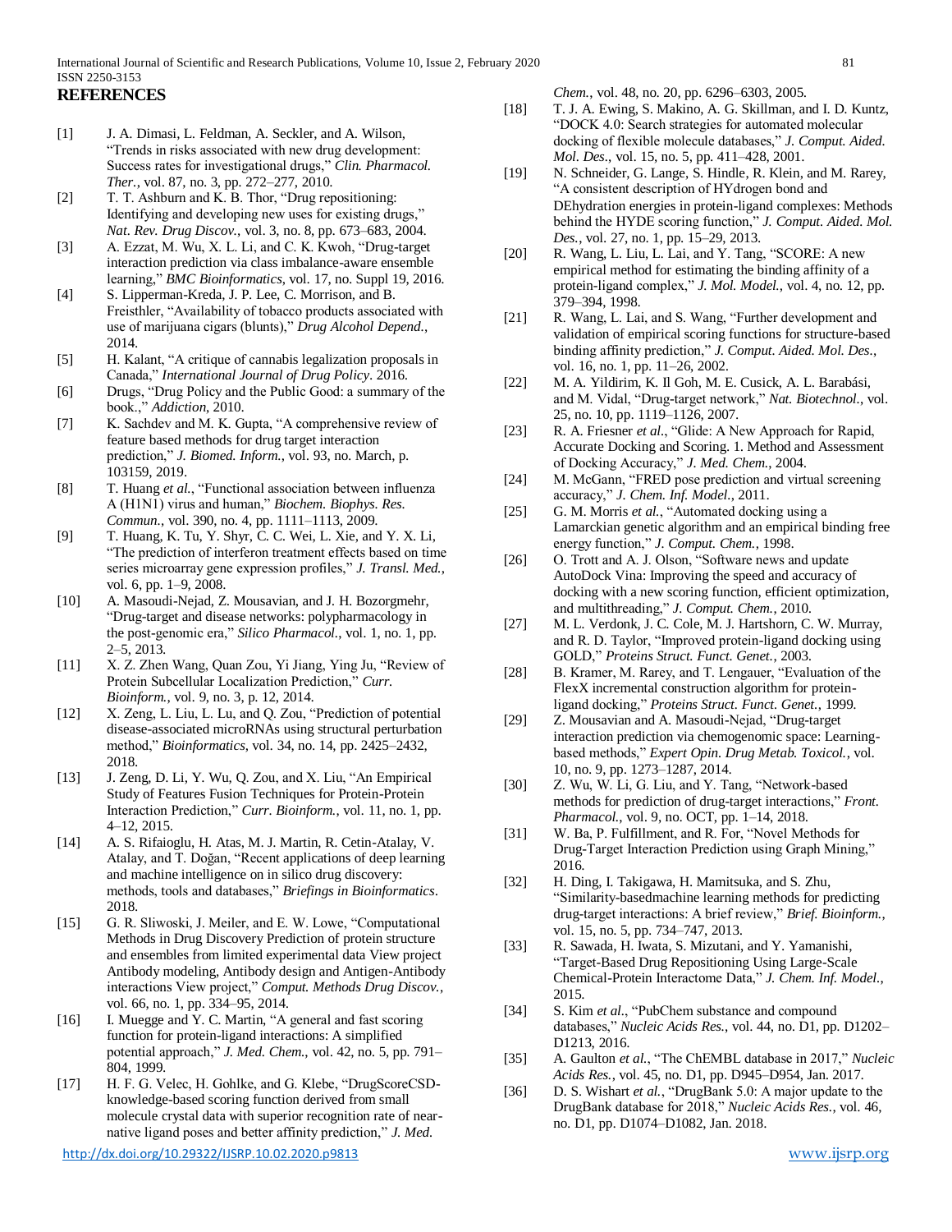## REFERENCES

[1] J. A. Dimasi, L. Feldman, A. Seckler, and A. Wilson, "Trends in risks associated with new drug development: Success rates for investigational drugs," *Clin. Pharmacol. Ther.*, vol. 87, no. 3, pp. 272–277, 2010.

[2] T. T. Ashburn and K. B. Thor, "Drug repositioning: Identifying and developing new uses for existing drugs," *Nat. Rev. Drug Discov.*, vol. 3, no. 8, pp. 673–683, 2004.

[3] A. Ezzat, M. Wu, X. L. Li, and C. K. Kwoh, "Drug-target interaction prediction via class imbalance-aware ensemble learning," *BMC Bioinformatics*, vol. 17, no. Suppl 19, 2016.

[4] S. Lipperman-Kreda, J. P. Lee, C. Morrison, and B. Freisthler, "Availability of tobacco products associated with use of marijuana cigars (blunts)," *Drug Alcohol Depend.*, 2014.

[5] H. Kalant, "A critique of cannabis legalization proposals in Canada," *International Journal of Drug Policy*. 2016.

[6] Drugs, "Drug Policy and the Public Good: a summary of the book.," *Addiction*, 2010.

[7] K. Sachdev and M. K. Gupta, "A comprehensive review of feature based methods for drug target interaction prediction," *J. Biomed. Inform.*, vol. 93, no. March, p. 103159, 2019.

[8] T. Huang *et al.*, "Functional association between influenza A (H1N1) virus and human," *Biochem. Biophys. Res. Commun.*, vol. 390, no. 4, pp. 1111–1113, 2009.

[9] T. Huang, K. Tu, Y. Shyr, C. C. Wei, L. Xie, and Y. X. Li, "The prediction of interferon treatment effects based on time series microarray gene expression profiles," *J. Transl. Med.*, vol. 6, pp. 1–9, 2008.

[10] A. Masoudi-Nejad, Z. Mousavian, and J. H. Bozorgmehr, "Drug-target and disease networks: polypharmacology in the post-genomic era," *Silico Pharmacol.*, vol. 1, no. 1, pp. 2–5, 2013.

[11] X. Z. Zhen Wang, Quan Zou, Yi Jiang, Ying Ju, "Review of Protein Subcellular Localization Prediction," *Curr. Bioinform.*, vol. 9, no. 3, p. 12, 2014.

[12] X. Zeng, L. Liu, L. Lu, and Q. Zou, "Prediction of potential disease-associated microRNAs using structural perturbation method," *Bioinformatics*, vol. 34, no. 14, pp. 2425–2432, 2018.

[13] J. Zeng, D. Li, Y. Wu, Q. Zou, and X. Liu, "An Empirical Study of Features Fusion Techniques for Protein-Protein Interaction Prediction," *Curr. Bioinform.*, vol. 11, no. 1, pp. 4–12, 2015.

[14] A. S. Rifaioglu, H. Atas, M. J. Martin, R. Cetin-Atalay, V. Atalay, and T. Doğan, "Recent applications of deep learning and machine intelligence on in silico drug discovery: methods, tools and databases," *Briefings in Bioinformatics*. 2018.

[15] G. R. Sliwoski, J. Meiler, and E. W. Lowe, "Computational Methods in Drug Discovery Prediction of protein structure and ensembles from limited experimental data View project Antibody modeling, Antibody design and Antigen-Antibody interactions View project," *Comput. Methods Drug Discov.*, vol. 66, no. 1, pp. 334–95, 2014.

[16] I. Muegge and Y. C. Martin, "A general and fast scoring function for protein-ligand interactions: A simplified potential approach," *J. Med. Chem.*, vol. 42, no. 5, pp. 791–804, 1999.

[17] H. F. G. Velec, H. Gohlke, and G. Klebe, "DrugScoreCSD-knowledge-based scoring function derived from small molecule crystal data with superior recognition rate of near-native ligand poses and better affinity prediction," *J. Med. Chem.*, vol. 48, no. 20, pp. 6296–6303, 2005.

[18] T. J. A. Ewing, S. Makino, A. G. Skillman, and I. D. Kuntz, "DOCK 4.0: Search strategies for automated molecular docking of flexible molecule databases," *J. Comput. Aided. Mol. Des.*, vol. 15, no. 5, pp. 411–428, 2001.

[19] N. Schneider, G. Lange, S. Hindle, R. Klein, and M. Rarey, "A consistent description of HYdrogen bond and DEhydration energies in protein-ligand complexes: Methods behind the HYDE scoring function," *J. Comput. Aided. Mol. Des.*, vol. 27, no. 1, pp. 15–29, 2013.

[20] R. Wang, L. Liu, L. Lai, and Y. Tang, "SCORE: A new empirical method for estimating the binding affinity of a protein-ligand complex," *J. Mol. Model.*, vol. 4, no. 12, pp. 379–394, 1998.

[21] R. Wang, L. Lai, and S. Wang, "Further development and validation of empirical scoring functions for structure-based binding affinity prediction," *J. Comput. Aided. Mol. Des.*, vol. 16, no. 1, pp. 11–26, 2002.

[22] M. A. Yildirim, K. Il Goh, M. E. Cusick, A. L. Barabási, and M. Vidal, "Drug-target network," *Nat. Biotechnol.*, vol. 25, no. 10, pp. 1119–1126, 2007.

[23] R. A. Friesner *et al.*, "Glide: A New Approach for Rapid, Accurate Docking and Scoring. 1. Method and Assessment of Docking Accuracy," *J. Med. Chem.*, 2004.

[24] M. McGann, "FRED pose prediction and virtual screening accuracy," *J. Chem. Inf. Model.*, 2011.

[25] G. M. Morris *et al.*, "Automated docking using a Lamarckian genetic algorithm and an empirical binding free energy function," *J. Comput. Chem.*, 1998.

[26] O. Trott and A. J. Olson, "Software news and update AutoDock Vina: Improving the speed and accuracy of docking with a new scoring function, efficient optimization, and multithreading," *J. Comput. Chem.*, 2010.

[27] M. L. Verdonk, J. C. Cole, M. J. Hartshorn, C. W. Murray, and R. D. Taylor, "Improved protein-ligand docking using GOLD," *Proteins Struct. Funct. Genet.*, 2003.

[28] B. Kramer, M. Rarey, and T. Lengauer, "Evaluation of the FlexX incremental construction algorithm for protein-ligand docking," *Proteins Struct. Funct. Genet.*, 1999.

[29] Z. Mousavian and A. Masoudi-Nejad, "Drug-target interaction prediction via chemogenomic space: Learning-based methods," *Expert Opin. Drug Metab. Toxicol.*, vol. 10, no. 9, pp. 1273–1287, 2014.

[30] Z. Wu, W. Li, G. Liu, and Y. Tang, "Network-based methods for prediction of drug-target interactions," *Front. Pharmacol.*, vol. 9, no. OCT, pp. 1–14, 2018.

[31] W. Ba, P. Fulfillment, and R. For, "Novel Methods for Drug-Target Interaction Prediction using Graph Mining," 2016.

[32] H. Ding, I. Takigawa, H. Mamitsuka, and S. Zhu, "Similarity-basedmachine learning methods for predicting drug-target interactions: A brief review," *Brief. Bioinform.*, vol. 15, no. 5, pp. 734–747, 2013.

[33] R. Sawada, H. Iwata, S. Mizutani, and Y. Yamanishi, "Target-Based Drug Repositioning Using Large-Scale Chemical-Protein Interactome Data," *J. Chem. Inf. Model.*, 2015.

[34] S. Kim *et al.*, "PubChem substance and compound databases," *Nucleic Acids Res.*, vol. 44, no. D1, pp. D1202–D1213, 2016.

[35] A. Gaulton *et al.*, "The ChEMBL database in 2017," *Nucleic Acids Res.*, vol. 45, no. D1, pp. D945–D954, Jan. 2017.

[36] D. S. Wishart *et al.*, "DrugBank 5.0: A major update to the DrugBank database for 2018," *Nucleic Acids Res.*, vol. 46, no. D1, pp. D1074–D1082, Jan. 2018.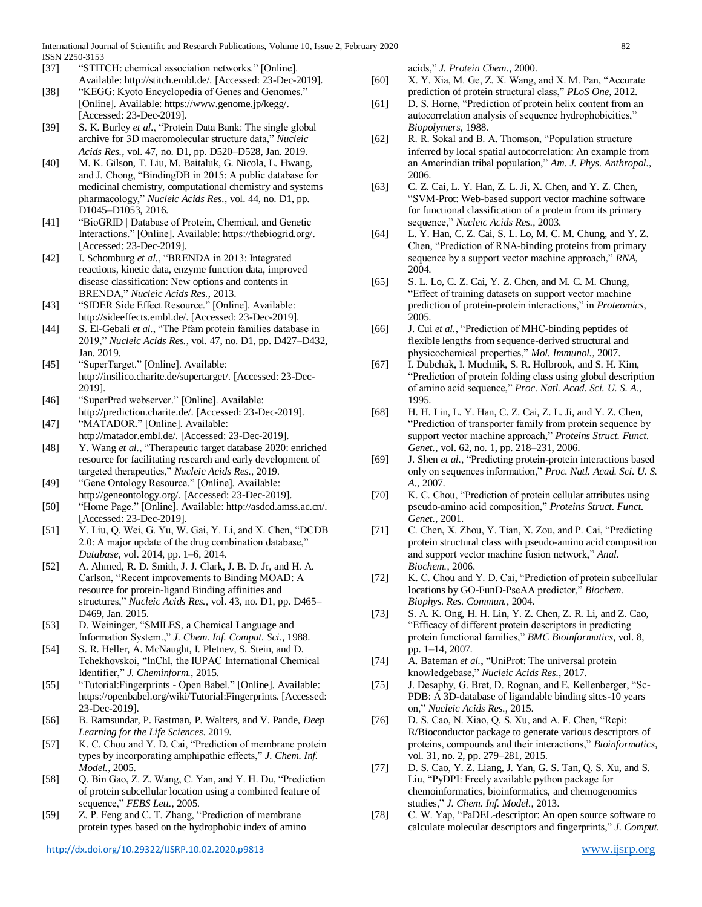[37] "STITCH: chemical association networks." [Online]. Available: http://stitch.embl.de/. [Accessed: 23-Dec-2019].

[38] "KEGG: Kyoto Encyclopedia of Genes and Genomes." [Online]. Available: https://www.genome.jp/kegg/. [Accessed: 23-Dec-2019].

[39] S. K. Burley *et al.*, "Protein Data Bank: The single global archive for 3D macromolecular structure data," *Nucleic Acids Res.*, vol. 47, no. D1, pp. D520–D528, Jan. 2019.

[40] M. K. Gilson, T. Liu, M. Baitaluk, G. Nicola, L. Hwang, and J. Chong, "BindingDB in 2015: A public database for medicinal chemistry, computational chemistry and systems pharmacology," *Nucleic Acids Res.*, vol. 44, no. D1, pp. D1045–D1053, 2016.

[41] "BioGRID | Database of Protein, Chemical, and Genetic Interactions." [Online]. Available: https://thebiogrid.org/. [Accessed: 23-Dec-2019].

[42] I. Schomburg *et al.*, "BRENDA in 2013: Integrated reactions, kinetic data, enzyme function data, improved disease classification: New options and contents in BRENDA," *Nucleic Acids Res.*, 2013.

[43] "SIDER Side Effect Resource." [Online]. Available: http://sideeffects.embl.de/. [Accessed: 23-Dec-2019].

[44] S. El-Gebali *et al.*, "The Pfam protein families database in 2019," *Nucleic Acids Res.*, vol. 47, no. D1, pp. D427–D432, Jan. 2019.

[45] "SuperTarget." [Online]. Available: http://insilico.charite.de/supertarget/. [Accessed: 23-Dec-2019].

[46] "SuperPred webserver." [Online]. Available: http://prediction.charite.de/. [Accessed: 23-Dec-2019].

[47] "MATADOR." [Online]. Available: http://matador.embl.de/. [Accessed: 23-Dec-2019].

[48] Y. Wang *et al.*, "Therapeutic target database 2020: enriched resource for facilitating research and early development of targeted therapeutics," *Nucleic Acids Res.*, 2019.

[49] "Gene Ontology Resource." [Online]. Available: http://geneontology.org/. [Accessed: 23-Dec-2019].

[50] "Home Page." [Online]. Available: http://asdcd.amss.ac.cn/. [Accessed: 23-Dec-2019].

[51] Y. Liu, Q. Wei, G. Yu, W. Gai, Y. Li, and X. Chen, "DCDB 2.0: A major update of the drug combination database," *Database*, vol. 2014, pp. 1–6, 2014.

[52] A. Ahmed, R. D. Smith, J. J. Clark, J. B. D. Jr, and H. A. Carlson, "Recent improvements to Binding MOAD: A resource for protein-ligand Binding affinities and structures," *Nucleic Acids Res.*, vol. 43, no. D1, pp. D465–D469, Jan. 2015.

[53] D. Weininger, "SMILES, a Chemical Language and Information System.," *J. Chem. Inf. Comput. Sci.*, 1988.

[54] S. R. Heller, A. McNaught, I. Pletnev, S. Stein, and D. Tchekhovskoi, "InChI, the IUPAC International Chemical Identifier," *J. Cheminform.*, 2015.

[55] "Tutorial:Fingerprints - Open Babel." [Online]. Available: https://openbabel.org/wiki/Tutorial:Fingerprints. [Accessed: 23-Dec-2019].

[56] B. Ramsundar, P. Eastman, P. Walters, and V. Pande, *Deep Learning for the Life Sciences*. 2019.

[57] K. C. Chou and Y. D. Cai, "Prediction of membrane protein types by incorporating amphipathic effects," *J. Chem. Inf. Model.*, 2005.

[58] Q. Bin Gao, Z. Z. Wang, C. Yan, and Y. H. Du, "Prediction of protein subcellular location using a combined feature of sequence," *FEBS Lett.*, 2005.

[59] Z. P. Feng and C. T. Zhang, "Prediction of membrane protein types based on the hydrophobic index of amino acids," *J. Protein Chem.*, 2000.

[60] X. Y. Xia, M. Ge, Z. X. Wang, and X. M. Pan, "Accurate prediction of protein structural class," *PLoS One*, 2012.

[61] D. S. Horne, "Prediction of protein helix content from an autocorrelation analysis of sequence hydrophobicities," *Biopolymers*, 1988.

[62] R. R. Sokal and B. A. Thomson, "Population structure inferred by local spatial autocorrelation: An example from an Amerindian tribal population," *Am. J. Phys. Anthropol.*, 2006.

[63] C. Z. Cai, L. Y. Han, Z. L. Ji, X. Chen, and Y. Z. Chen, "SVM-Prot: Web-based support vector machine software for functional classification of a protein from its primary sequence," *Nucleic Acids Res.*, 2003.

[64] L. Y. Han, C. Z. Cai, S. L. Lo, M. C. M. Chung, and Y. Z. Chen, "Prediction of RNA-binding proteins from primary sequence by a support vector machine approach," *RNA*, 2004.

[65] S. L. Lo, C. Z. Cai, Y. Z. Chen, and M. C. M. Chung, "Effect of training datasets on support vector machine prediction of protein-protein interactions," in *Proteomics*, 2005.

[66] J. Cui *et al.*, "Prediction of MHC-binding peptides of flexible lengths from sequence-derived structural and physicochemical properties," *Mol. Immunol.*, 2007.

[67] I. Dubchak, I. Muchnik, S. R. Holbrook, and S. H. Kim, "Prediction of protein folding class using global description of amino acid sequence," *Proc. Natl. Acad. Sci. U. S. A.*, 1995.

[68] H. H. Lin, L. Y. Han, C. Z. Cai, Z. L. Ji, and Y. Z. Chen, "Prediction of transporter family from protein sequence by support vector machine approach," *Proteins Struct. Funct. Genet.*, vol. 62, no. 1, pp. 218–231, 2006.

[69] J. Shen *et al.*, "Predicting protein-protein interactions based only on sequences information," *Proc. Natl. Acad. Sci. U. S. A.*, 2007.

[70] K. C. Chou, "Prediction of protein cellular attributes using pseudo-amino acid composition," *Proteins Struct. Funct. Genet.*, 2001.

[71] C. Chen, X. Zhou, Y. Tian, X. Zou, and P. Cai, "Predicting protein structural class with pseudo-amino acid composition and support vector machine fusion network," *Anal. Biochem.*, 2006.

[72] K. C. Chou and Y. D. Cai, "Prediction of protein subcellular locations by GO-FunD-PseAA predictor," *Biochem. Biophys. Res. Commun.*, 2004.

[73] S. A. K. Ong, H. H. Lin, Y. Z. Chen, Z. R. Li, and Z. Cao, "Efficacy of different protein descriptors in predicting protein functional families," *BMC Bioinformatics*, vol. 8, pp. 1–14, 2007.

[74] A. Bateman *et al.*, "UniProt: The universal protein knowledgebase," *Nucleic Acids Res.*, 2017.

[75] J. Desaphy, G. Bret, D. Rognan, and E. Kellenberger, "Sc-PDB: A 3D-database of ligandable binding sites-10 years on," *Nucleic Acids Res.*, 2015.

[76] D. S. Cao, N. Xiao, Q. S. Xu, and A. F. Chen, "Rcpi: R/Bioconductor package to generate various descriptors of proteins, compounds and their interactions," *Bioinformatics*, vol. 31, no. 2, pp. 279–281, 2015.

[77] D. S. Cao, Y. Z. Liang, J. Yan, G. S. Tan, Q. S. Xu, and S. Liu, "PyDPI: Freely available python package for chemoinformatics, bioinformatics, and chemogenomics studies," *J. Chem. Inf. Model.*, 2013.

[78] C. W. Yap, "PaDEL-descriptor: An open source software to calculate molecular descriptors and fingerprints," *J. Comput.*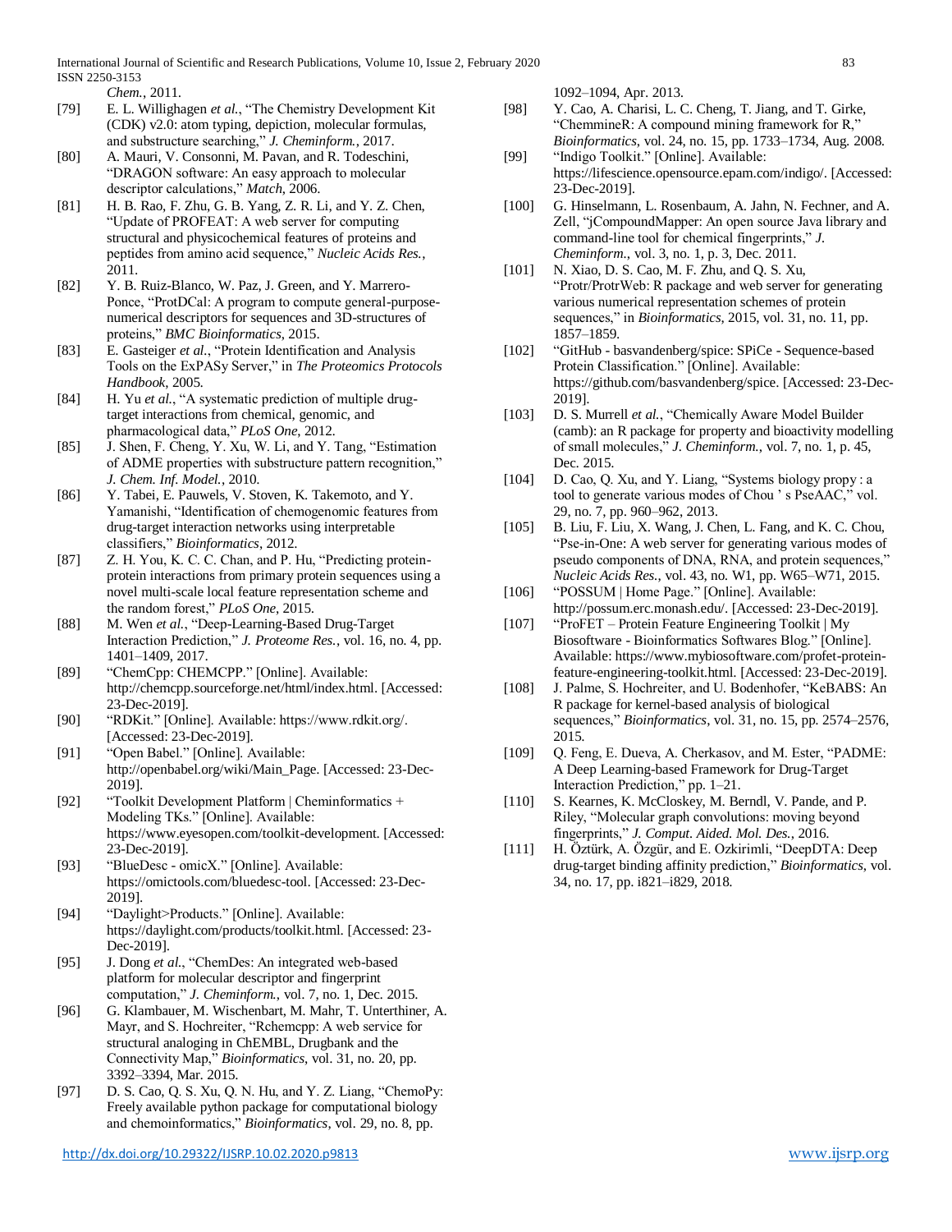*Chem.*, 2011.

[79] E. L. Willighagen *et al.*, "The Chemistry Development Kit (CDK) v2.0: atom typing, depiction, molecular formulas, and substructure searching," *J. Cheminform.*, 2017.

[80] A. Mauri, V. Consonni, M. Pavan, and R. Todeschini, "DRAGON software: An easy approach to molecular descriptor calculations," *Match*, 2006.

[81] H. B. Rao, F. Zhu, G. B. Yang, Z. R. Li, and Y. Z. Chen, "Update of PROFEAT: A web server for computing structural and physicochemical features of proteins and peptides from amino acid sequence," *Nucleic Acids Res.*, 2011.

[82] Y. B. Ruiz-Blanco, W. Paz, J. Green, and Y. Marrero-Ponce, "ProtDCal: A program to compute general-purpose-numerical descriptors for sequences and 3D-structures of proteins," *BMC Bioinformatics*, 2015.

[83] E. Gasteiger *et al.*, "Protein Identification and Analysis Tools on the ExPASy Server," in *The Proteomics Protocols Handbook*, 2005.

[84] H. Yu *et al.*, "A systematic prediction of multiple drug-target interactions from chemical, genomic, and pharmacological data," *PLoS One*, 2012.

[85] J. Shen, F. Cheng, Y. Xu, W. Li, and Y. Tang, "Estimation of ADME properties with substructure pattern recognition," *J. Chem. Inf. Model.*, 2010.

[86] Y. Tabei, E. Pauwels, V. Stoven, K. Takemoto, and Y. Yamanishi, "Identification of chemogenomic features from drug-target interaction networks using interpretable classifiers," *Bioinformatics*, 2012.

[87] Z. H. You, K. C. C. Chan, and P. Hu, "Predicting protein-protein interactions from primary protein sequences using a novel multi-scale local feature representation scheme and the random forest," *PLoS One*, 2015.

[88] M. Wen *et al.*, "Deep-Learning-Based Drug-Target Interaction Prediction," *J. Proteome Res.*, vol. 16, no. 4, pp. 1401–1409, 2017.

[89] "ChemCpp: CHEMCPP." [Online]. Available: http://chemcpp.sourceforge.net/html/index.html. [Accessed: 23-Dec-2019].

[90] "RDKit." [Online]. Available: https://www.rdkit.org/. [Accessed: 23-Dec-2019].

[91] "Open Babel." [Online]. Available: http://openbabel.org/wiki/Main_Page. [Accessed: 23-Dec-2019].

[92] "Toolkit Development Platform | Cheminformatics + Modeling TKs." [Online]. Available: https://www.eyesopen.com/toolkit-development. [Accessed: 23-Dec-2019].

[93] "BlueDesc - omicX." [Online]. Available: https://omictools.com/bluedesc-tool. [Accessed: 23-Dec-2019].

[94] "Daylight>Products." [Online]. Available: https://daylight.com/products/toolkit.html. [Accessed: 23-Dec-2019].

[95] J. Dong *et al.*, "ChemDes: An integrated web-based platform for molecular descriptor and fingerprint computation," *J. Cheminform.*, vol. 7, no. 1, Dec. 2015.

[96] G. Klambauer, M. Wischenbart, M. Mahr, T. Unterthiner, A. Mayr, and S. Hochreiter, "Rchemcpp: A web service for structural analoging in ChEMBL, Drugbank and the Connectivity Map," *Bioinformatics*, vol. 31, no. 20, pp. 3392–3394, Mar. 2015.

[97] D. S. Cao, Q. S. Xu, Q. N. Hu, and Y. Z. Liang, "ChemoPy: Freely available python package for computational biology and chemoinformatics," *Bioinformatics*, vol. 29, no. 8, pp. 1092–1094, Apr. 2013.

[98] Y. Cao, A. Charisi, L. C. Cheng, T. Jiang, and T. Girke, "ChemmineR: A compound mining framework for R," *Bioinformatics*, vol. 24, no. 15, pp. 1733–1734, Aug. 2008.

[99] "Indigo Toolkit." [Online]. Available: https://lifescience.opensource.epam.com/indigo/. [Accessed: 23-Dec-2019].

[100] G. Hinselmann, L. Rosenbaum, A. Jahn, N. Fechner, and A. Zell, "jCompoundMapper: An open source Java library and command-line tool for chemical fingerprints," *J. Cheminform.*, vol. 3, no. 1, p. 3, Dec. 2011.

[101] N. Xiao, D. S. Cao, M. F. Zhu, and Q. S. Xu, "Protr/ProtrWeb: R package and web server for generating various numerical representation schemes of protein sequences," in *Bioinformatics*, 2015, vol. 31, no. 11, pp. 1857–1859.

[102] "GitHub - basvandenberg/spice: SPiCe - Sequence-based Protein Classification." [Online]. Available: https://github.com/basvandenberg/spice. [Accessed: 23-Dec-2019].

[103] D. S. Murrell *et al.*, "Chemically Aware Model Builder (camb): an R package for property and bioactivity modelling of small molecules," *J. Cheminform.*, vol. 7, no. 1, p. 45, Dec. 2015.

[104] D. Cao, Q. Xu, and Y. Liang, "Systems biology propy : a tool to generate various modes of Chou ' s PseAAC," vol. 29, no. 7, pp. 960–962, 2013.

[105] B. Liu, F. Liu, X. Wang, J. Chen, L. Fang, and K. C. Chou, "Pse-in-One: A web server for generating various modes of pseudo components of DNA, RNA, and protein sequences," *Nucleic Acids Res.*, vol. 43, no. W1, pp. W65–W71, 2015.

[106] "POSSUM | Home Page." [Online]. Available: http://possum.erc.monash.edu/. [Accessed: 23-Dec-2019].

[107] "ProFET – Protein Feature Engineering Toolkit | My Biosoftware - Bioinformatics Softwares Blog." [Online]. Available: https://www.mybiosoftware.com/profet-protein-feature-engineering-toolkit.html. [Accessed: 23-Dec-2019].

[108] J. Palme, S. Hochreiter, and U. Bodenhofer, "KeBABS: An R package for kernel-based analysis of biological sequences," *Bioinformatics*, vol. 31, no. 15, pp. 2574–2576, 2015.

[109] Q. Feng, E. Dueva, A. Cherkasov, and M. Ester, "PADME: A Deep Learning-based Framework for Drug-Target Interaction Prediction," pp. 1–21.

[110] S. Kearnes, K. McCloskey, M. Berndl, V. Pande, and P. Riley, "Molecular graph convolutions: moving beyond fingerprints," *J. Comput. Aided. Mol. Des.*, 2016.

[111] H. Öztürk, A. Özgür, and E. Ozkirimli, "DeepDTA: Deep drug-target binding affinity prediction," *Bioinformatics*, vol. 34, no. 17, pp. i821–i829, 2018.